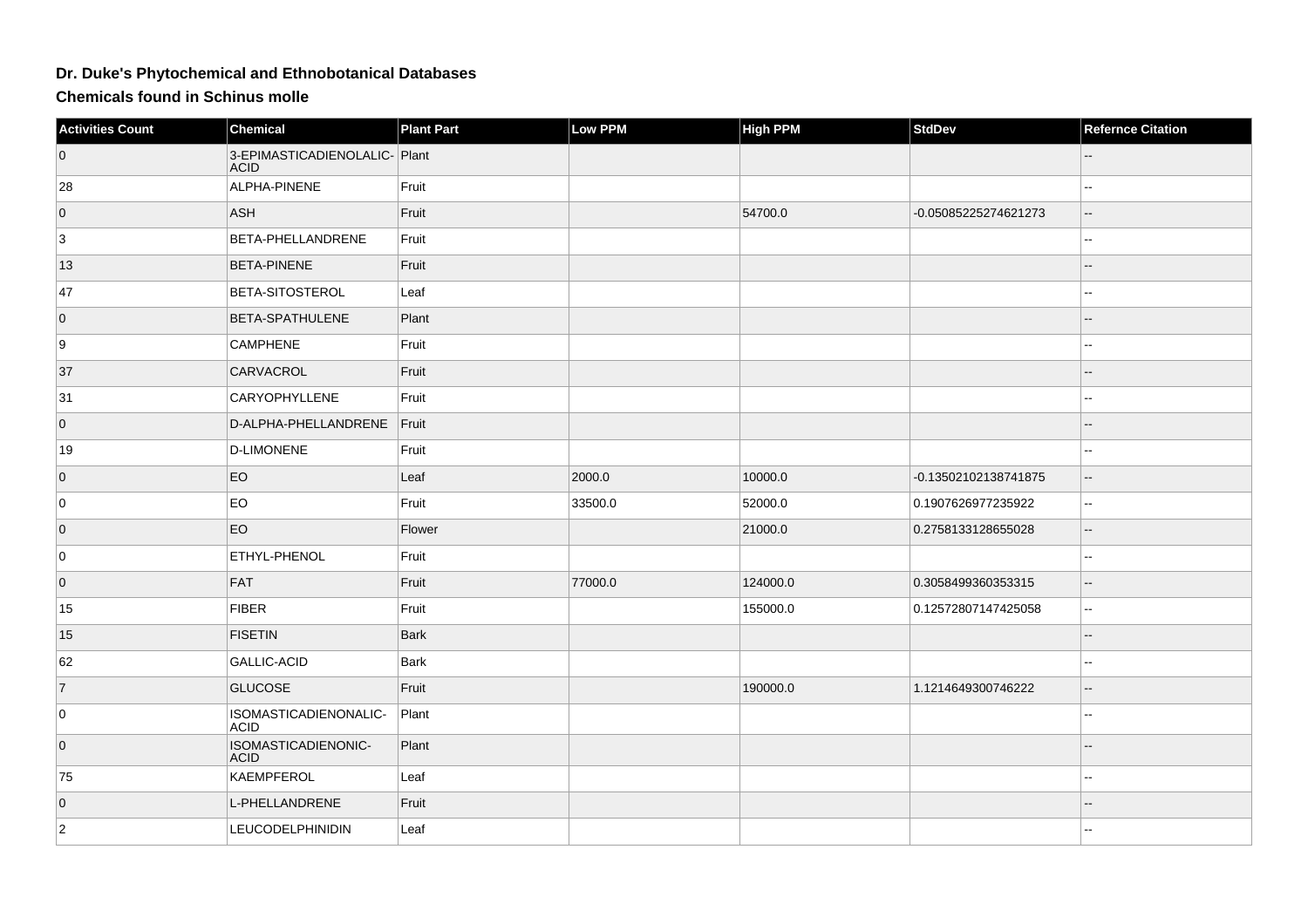# Dr. Duke's Phytochemical and Ethnobotanical Databases

## Chemicals found in Schinus molle

| Activities Count | Chemical | Plant Part | Low PPM | High PPM | StdDev | Refernce Citation |
|---|---|---|---|---|---|---|
| 0 | 3-EPIMASTICADIENOLALIC-ACID | Plant | | | | -- |
| 28 | ALPHA-PINENE | Fruit | | | | -- |
| 0 | ASH | Fruit | | 54700.0 | -0.05085225274621273 | -- |
| 3 | BETA-PHELLANDRENE | Fruit | | | | -- |
| 13 | BETA-PINENE | Fruit | | | | -- |
| 47 | BETA-SITOSTEROL | Leaf | | | | -- |
| 0 | BETA-SPATHULENE | Plant | | | | -- |
| 9 | CAMPHENE | Fruit | | | | -- |
| 37 | CARVACROL | Fruit | | | | -- |
| 31 | CARYOPHYLLENE | Fruit | | | | -- |
| 0 | D-ALPHA-PHELLANDRENE | Fruit | | | | -- |
| 19 | D-LIMONENE | Fruit | | | | -- |
| 0 | EO | Leaf | 2000.0 | 10000.0 | -0.13502102138741875 | -- |
| 0 | EO | Fruit | 33500.0 | 52000.0 | 0.1907626977235922 | -- |
| 0 | EO | Flower | | 21000.0 | 0.2758133128655028 | -- |
| 0 | ETHYL-PHENOL | Fruit | | | | -- |
| 0 | FAT | Fruit | 77000.0 | 124000.0 | 0.3058499360353315 | -- |
| 15 | FIBER | Fruit | | 155000.0 | 0.12572807147425058 | -- |
| 15 | FISETIN | Bark | | | | -- |
| 62 | GALLIC-ACID | Bark | | | | -- |
| 7 | GLUCOSE | Fruit | | 190000.0 | 1.1214649300746222 | -- |
| 0 | ISOMASTICADIENONALIC-ACID | Plant | | | | -- |
| 0 | ISOMASTICADIENONIC-ACID | Plant | | | | -- |
| 75 | KAEMPFEROL | Leaf | | | | -- |
| 0 | L-PHELLANDRENE | Fruit | | | | -- |
| 2 | LEUCODELPHINIDIN | Leaf | | | | -- |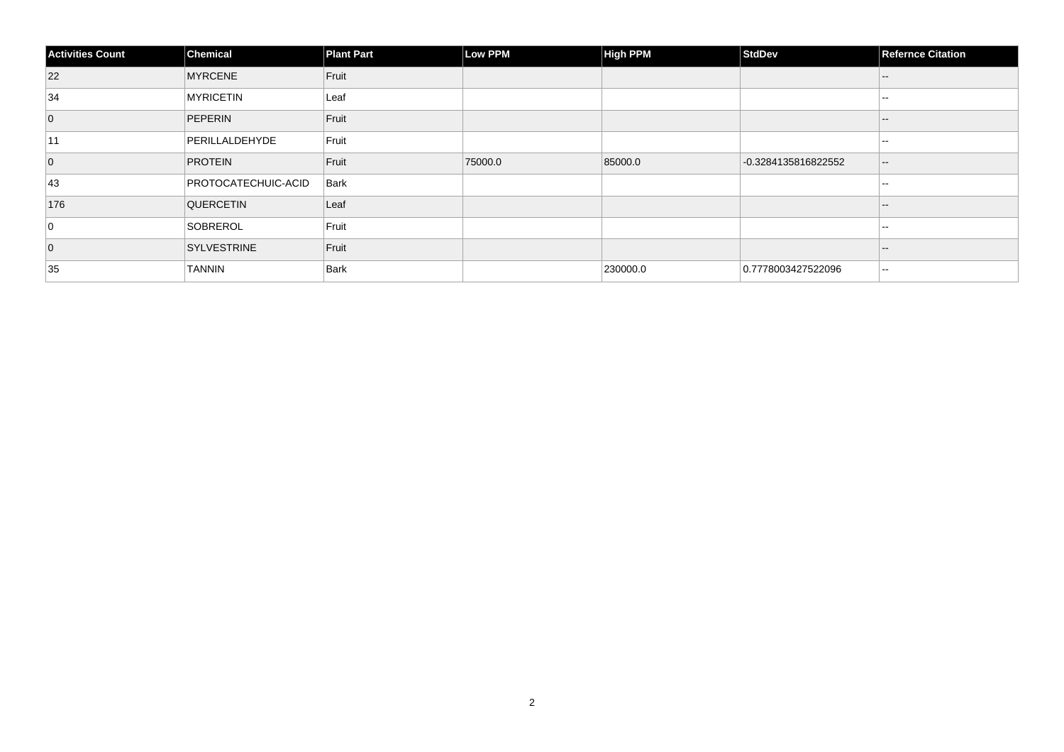| Activities Count | Chemical | Plant Part | Low PPM | High PPM | StdDev | Refernce Citation |
|---|---|---|---|---|---|---|
| 22 | MYRCENE | Fruit | | | | -- |
| 34 | MYRICETIN | Leaf | | | | -- |
| 0 | PEPERIN | Fruit | | | | -- |
| 11 | PERILLALDEHYDE | Fruit | | | | -- |
| 0 | PROTEIN | Fruit | 75000.0 | 85000.0 | -0.3284135816822552 | -- |
| 43 | PROTOCATECHUIC-ACID | Bark | | | | -- |
| 176 | QUERCETIN | Leaf | | | | -- |
| 0 | SOBREROL | Fruit | | | | -- |
| 0 | SYLVESTRINE | Fruit | | | | -- |
| 35 | TANNIN | Bark | | 230000.0 | 0.7778003427522096 | -- |